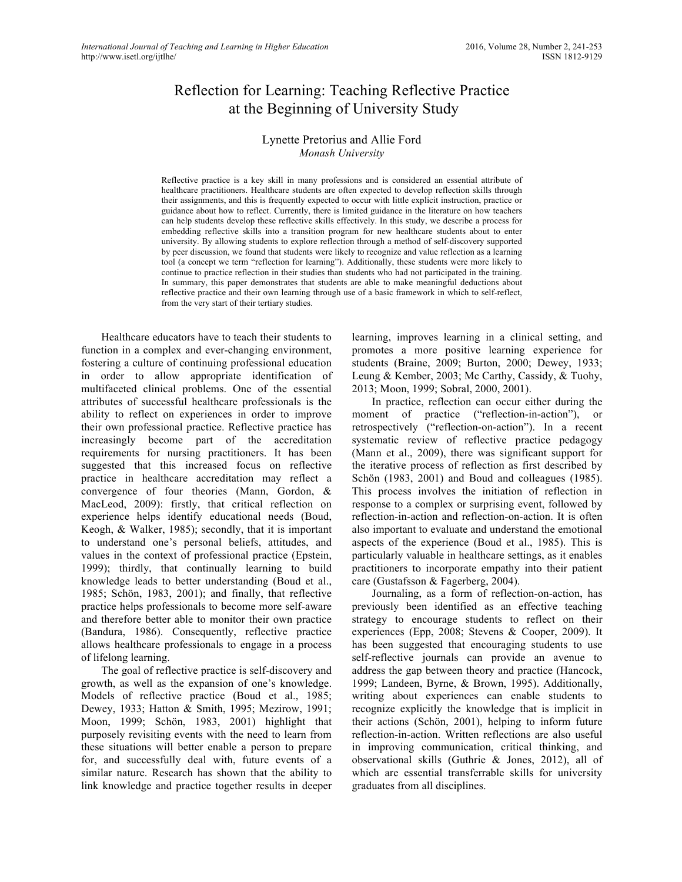# Reflection for Learning: Teaching Reflective Practice at the Beginning of University Study

Lynette Pretorius and Allie Ford
*Monash University*

Reflective practice is a key skill in many professions and is considered an essential attribute of healthcare practitioners. Healthcare students are often expected to develop reflection skills through their assignments, and this is frequently expected to occur with little explicit instruction, practice or guidance about how to reflect. Currently, there is limited guidance in the literature on how teachers can help students develop these reflective skills effectively. In this study, we describe a process for embedding reflective skills into a transition program for new healthcare students about to enter university. By allowing students to explore reflection through a method of self-discovery supported by peer discussion, we found that students were likely to recognize and value reflection as a learning tool (a concept we term "reflection for learning"). Additionally, these students were more likely to continue to practice reflection in their studies than students who had not participated in the training. In summary, this paper demonstrates that students are able to make meaningful deductions about reflective practice and their own learning through use of a basic framework in which to self-reflect, from the very start of their tertiary studies.

Healthcare educators have to teach their students to function in a complex and ever-changing environment, fostering a culture of continuing professional education in order to allow appropriate identification of multifaceted clinical problems. One of the essential attributes of successful healthcare professionals is the ability to reflect on experiences in order to improve their own professional practice. Reflective practice has increasingly become part of the accreditation requirements for nursing practitioners. It has been suggested that this increased focus on reflective practice in healthcare accreditation may reflect a convergence of four theories (Mann, Gordon, & MacLeod, 2009): firstly, that critical reflection on experience helps identify educational needs (Boud, Keogh, & Walker, 1985); secondly, that it is important to understand one's personal beliefs, attitudes, and values in the context of professional practice (Epstein, 1999); thirdly, that continually learning to build knowledge leads to better understanding (Boud et al., 1985; Schön, 1983, 2001); and finally, that reflective practice helps professionals to become more self-aware and therefore better able to monitor their own practice (Bandura, 1986). Consequently, reflective practice allows healthcare professionals to engage in a process of lifelong learning.

The goal of reflective practice is self-discovery and growth, as well as the expansion of one's knowledge. Models of reflective practice (Boud et al., 1985; Dewey, 1933; Hatton & Smith, 1995; Mezirow, 1991; Moon, 1999; Schön, 1983, 2001) highlight that purposely revisiting events with the need to learn from these situations will better enable a person to prepare for, and successfully deal with, future events of a similar nature. Research has shown that the ability to link knowledge and practice together results in deeper learning, improves learning in a clinical setting, and promotes a more positive learning experience for students (Braine, 2009; Burton, 2000; Dewey, 1933; Leung & Kember, 2003; Mc Carthy, Cassidy, & Tuohy, 2013; Moon, 1999; Sobral, 2000, 2001).

In practice, reflection can occur either during the moment of practice ("reflection-in-action"), or retrospectively ("reflection-on-action"). In a recent systematic review of reflective practice pedagogy (Mann et al., 2009), there was significant support for the iterative process of reflection as first described by Schön (1983, 2001) and Boud and colleagues (1985). This process involves the initiation of reflection in response to a complex or surprising event, followed by reflection-in-action and reflection-on-action. It is often also important to evaluate and understand the emotional aspects of the experience (Boud et al., 1985). This is particularly valuable in healthcare settings, as it enables practitioners to incorporate empathy into their patient care (Gustafsson & Fagerberg, 2004).

Journaling, as a form of reflection-on-action, has previously been identified as an effective teaching strategy to encourage students to reflect on their experiences (Epp, 2008; Stevens & Cooper, 2009). It has been suggested that encouraging students to use self-reflective journals can provide an avenue to address the gap between theory and practice (Hancock, 1999; Landeen, Byrne, & Brown, 1995). Additionally, writing about experiences can enable students to recognize explicitly the knowledge that is implicit in their actions (Schön, 2001), helping to inform future reflection-in-action. Written reflections are also useful in improving communication, critical thinking, and observational skills (Guthrie & Jones, 2012), all of which are essential transferrable skills for university graduates from all disciplines.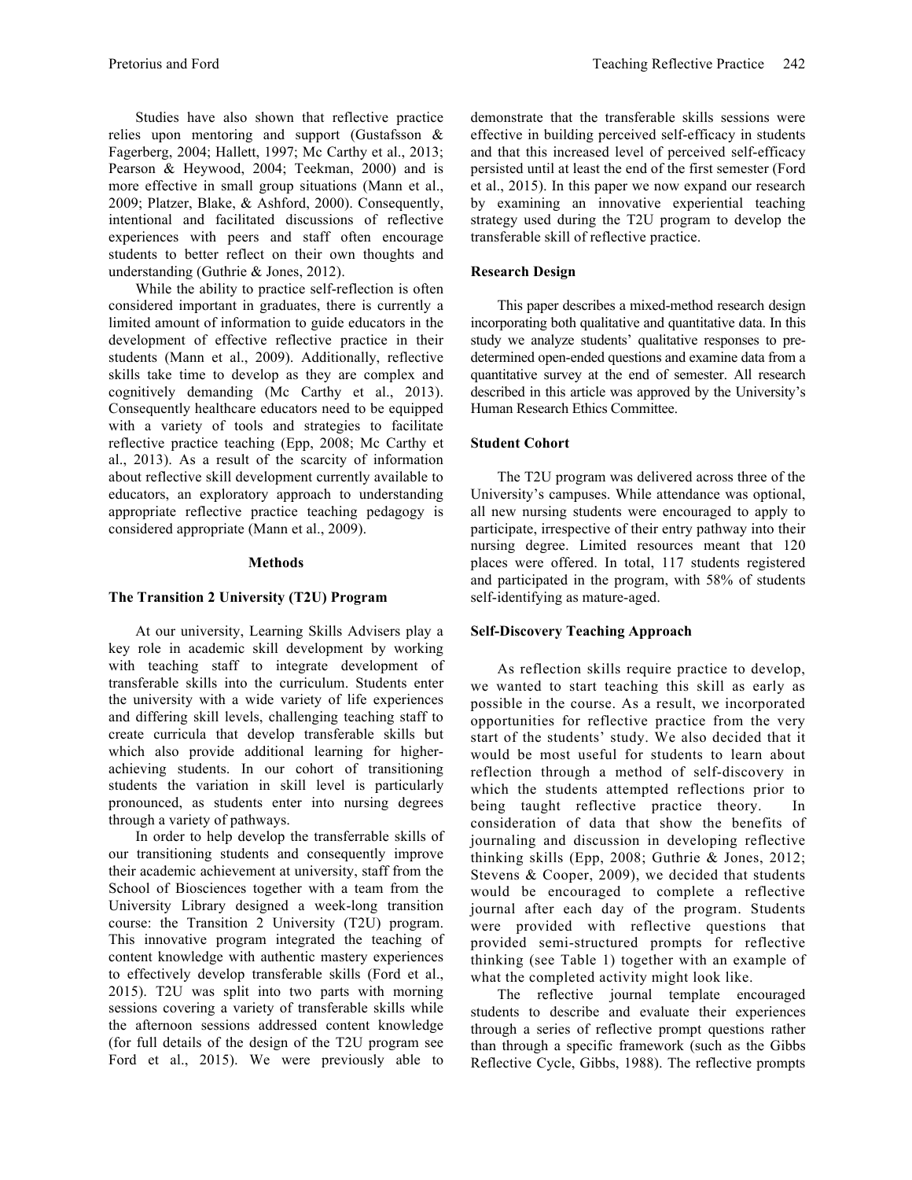Studies have also shown that reflective practice relies upon mentoring and support (Gustafsson & Fagerberg, 2004; Hallett, 1997; Mc Carthy et al., 2013; Pearson & Heywood, 2004; Teekman, 2000) and is more effective in small group situations (Mann et al., 2009; Platzer, Blake, & Ashford, 2000). Consequently, intentional and facilitated discussions of reflective experiences with peers and staff often encourage students to better reflect on their own thoughts and understanding (Guthrie & Jones, 2012).

While the ability to practice self-reflection is often considered important in graduates, there is currently a limited amount of information to guide educators in the development of effective reflective practice in their students (Mann et al., 2009). Additionally, reflective skills take time to develop as they are complex and cognitively demanding (Mc Carthy et al., 2013). Consequently healthcare educators need to be equipped with a variety of tools and strategies to facilitate reflective practice teaching (Epp, 2008; Mc Carthy et al., 2013). As a result of the scarcity of information about reflective skill development currently available to educators, an exploratory approach to understanding appropriate reflective practice teaching pedagogy is considered appropriate (Mann et al., 2009).

## Methods

### The Transition 2 University (T2U) Program

At our university, Learning Skills Advisers play a key role in academic skill development by working with teaching staff to integrate development of transferable skills into the curriculum. Students enter the university with a wide variety of life experiences and differing skill levels, challenging teaching staff to create curricula that develop transferable skills but which also provide additional learning for higher-achieving students. In our cohort of transitioning students the variation in skill level is particularly pronounced, as students enter into nursing degrees through a variety of pathways.

In order to help develop the transferrable skills of our transitioning students and consequently improve their academic achievement at university, staff from the School of Biosciences together with a team from the University Library designed a week-long transition course: the Transition 2 University (T2U) program. This innovative program integrated the teaching of content knowledge with authentic mastery experiences to effectively develop transferable skills (Ford et al., 2015). T2U was split into two parts with morning sessions covering a variety of transferable skills while the afternoon sessions addressed content knowledge (for full details of the design of the T2U program see Ford et al., 2015). We were previously able to demonstrate that the transferable skills sessions were effective in building perceived self-efficacy in students and that this increased level of perceived self-efficacy persisted until at least the end of the first semester (Ford et al., 2015). In this paper we now expand our research by examining an innovative experiential teaching strategy used during the T2U program to develop the transferable skill of reflective practice.

### Research Design

This paper describes a mixed-method research design incorporating both qualitative and quantitative data. In this study we analyze students' qualitative responses to pre-determined open-ended questions and examine data from a quantitative survey at the end of semester. All research described in this article was approved by the University's Human Research Ethics Committee.

### Student Cohort

The T2U program was delivered across three of the University's campuses. While attendance was optional, all new nursing students were encouraged to apply to participate, irrespective of their entry pathway into their nursing degree. Limited resources meant that 120 places were offered. In total, 117 students registered and participated in the program, with 58% of students self-identifying as mature-aged.

### Self-Discovery Teaching Approach

As reflection skills require practice to develop, we wanted to start teaching this skill as early as possible in the course. As a result, we incorporated opportunities for reflective practice from the very start of the students' study. We also decided that it would be most useful for students to learn about reflection through a method of self-discovery in which the students attempted reflections prior to being taught reflective practice theory. In consideration of data that show the benefits of journaling and discussion in developing reflective thinking skills (Epp, 2008; Guthrie & Jones, 2012; Stevens & Cooper, 2009), we decided that students would be encouraged to complete a reflective journal after each day of the program. Students were provided with reflective questions that provided semi-structured prompts for reflective thinking (see Table 1) together with an example of what the completed activity might look like.

The reflective journal template encouraged students to describe and evaluate their experiences through a series of reflective prompt questions rather than through a specific framework (such as the Gibbs Reflective Cycle, Gibbs, 1988). The reflective prompts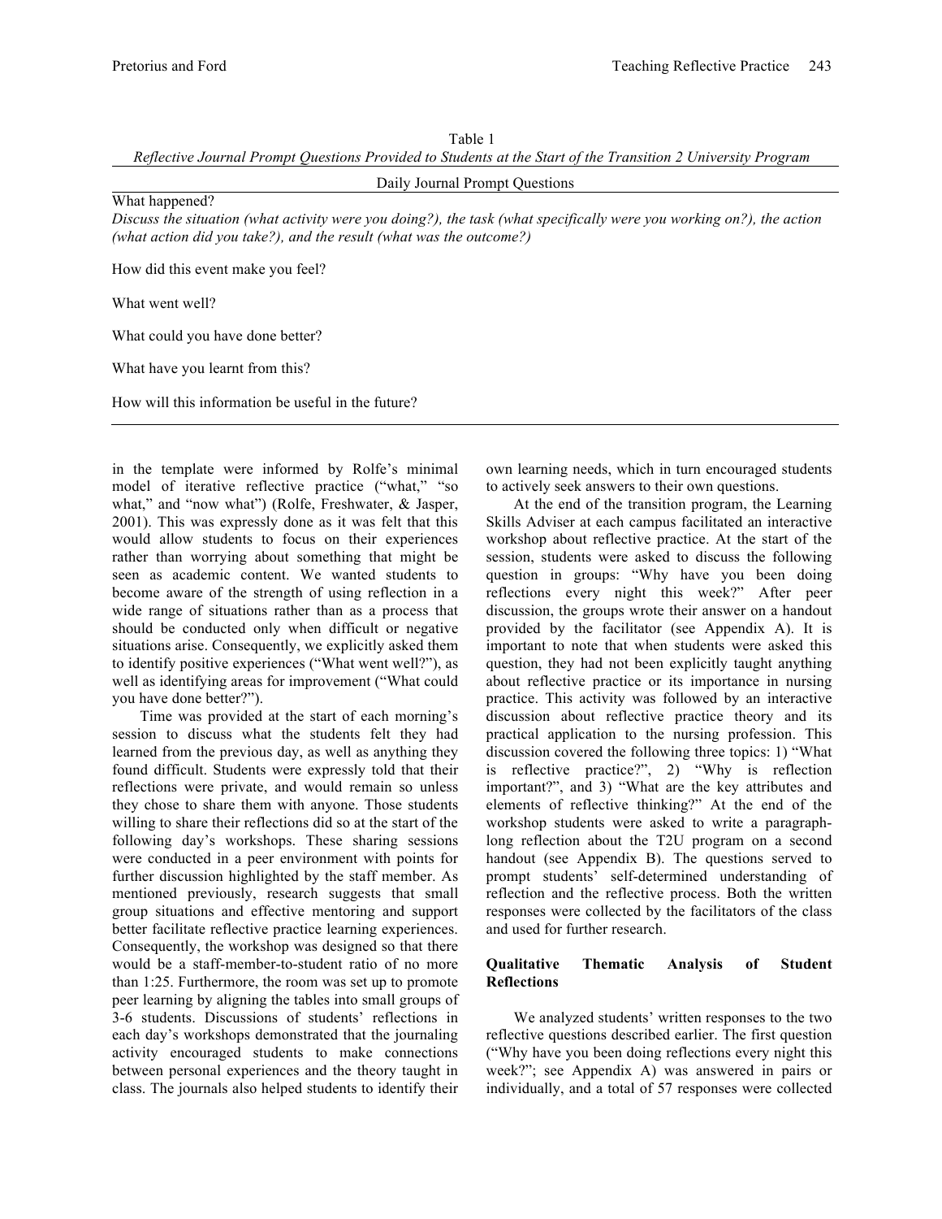Table 1
*Reflective Journal Prompt Questions Provided to Students at the Start of the Transition 2 University Program*

| Daily Journal Prompt Questions |
|---|
| What happened?<br>*Discuss the situation (what activity were you doing?), the task (what specifically were you working on?), the action (what action did you take?), and the result (what was the outcome?)* |
| How did this event make you feel? |
| What went well? |
| What could you have done better? |
| What have you learnt from this? |
| How will this information be useful in the future? |

in the template were informed by Rolfe's minimal model of iterative reflective practice ("what," "so what," and "now what") (Rolfe, Freshwater, & Jasper, 2001). This was expressly done as it was felt that this would allow students to focus on their experiences rather than worrying about something that might be seen as academic content. We wanted students to become aware of the strength of using reflection in a wide range of situations rather than as a process that should be conducted only when difficult or negative situations arise. Consequently, we explicitly asked them to identify positive experiences ("What went well?"), as well as identifying areas for improvement ("What could you have done better?").

Time was provided at the start of each morning's session to discuss what the students felt they had learned from the previous day, as well as anything they found difficult. Students were expressly told that their reflections were private, and would remain so unless they chose to share them with anyone. Those students willing to share their reflections did so at the start of the following day's workshops. These sharing sessions were conducted in a peer environment with points for further discussion highlighted by the staff member. As mentioned previously, research suggests that small group situations and effective mentoring and support better facilitate reflective practice learning experiences. Consequently, the workshop was designed so that there would be a staff-member-to-student ratio of no more than 1:25. Furthermore, the room was set up to promote peer learning by aligning the tables into small groups of 3-6 students. Discussions of students' reflections in each day's workshops demonstrated that the journaling activity encouraged students to make connections between personal experiences and the theory taught in class. The journals also helped students to identify their own learning needs, which in turn encouraged students to actively seek answers to their own questions.

At the end of the transition program, the Learning Skills Adviser at each campus facilitated an interactive workshop about reflective practice. At the start of the session, students were asked to discuss the following question in groups: "Why have you been doing reflections every night this week?" After peer discussion, the groups wrote their answer on a handout provided by the facilitator (see Appendix A). It is important to note that when students were asked this question, they had not been explicitly taught anything about reflective practice or its importance in nursing practice. This activity was followed by an interactive discussion about reflective practice theory and its practical application to the nursing profession. This discussion covered the following three topics: 1) "What is reflective practice?", 2) "Why is reflection important?", and 3) "What are the key attributes and elements of reflective thinking?" At the end of the workshop students were asked to write a paragraph-long reflection about the T2U program on a second handout (see Appendix B). The questions served to prompt students' self-determined understanding of reflection and the reflective process. Both the written responses were collected by the facilitators of the class and used for further research.

### Qualitative Thematic Analysis of Student Reflections

We analyzed students' written responses to the two reflective questions described earlier. The first question ("Why have you been doing reflections every night this week?"; see Appendix A) was answered in pairs or individually, and a total of 57 responses were collected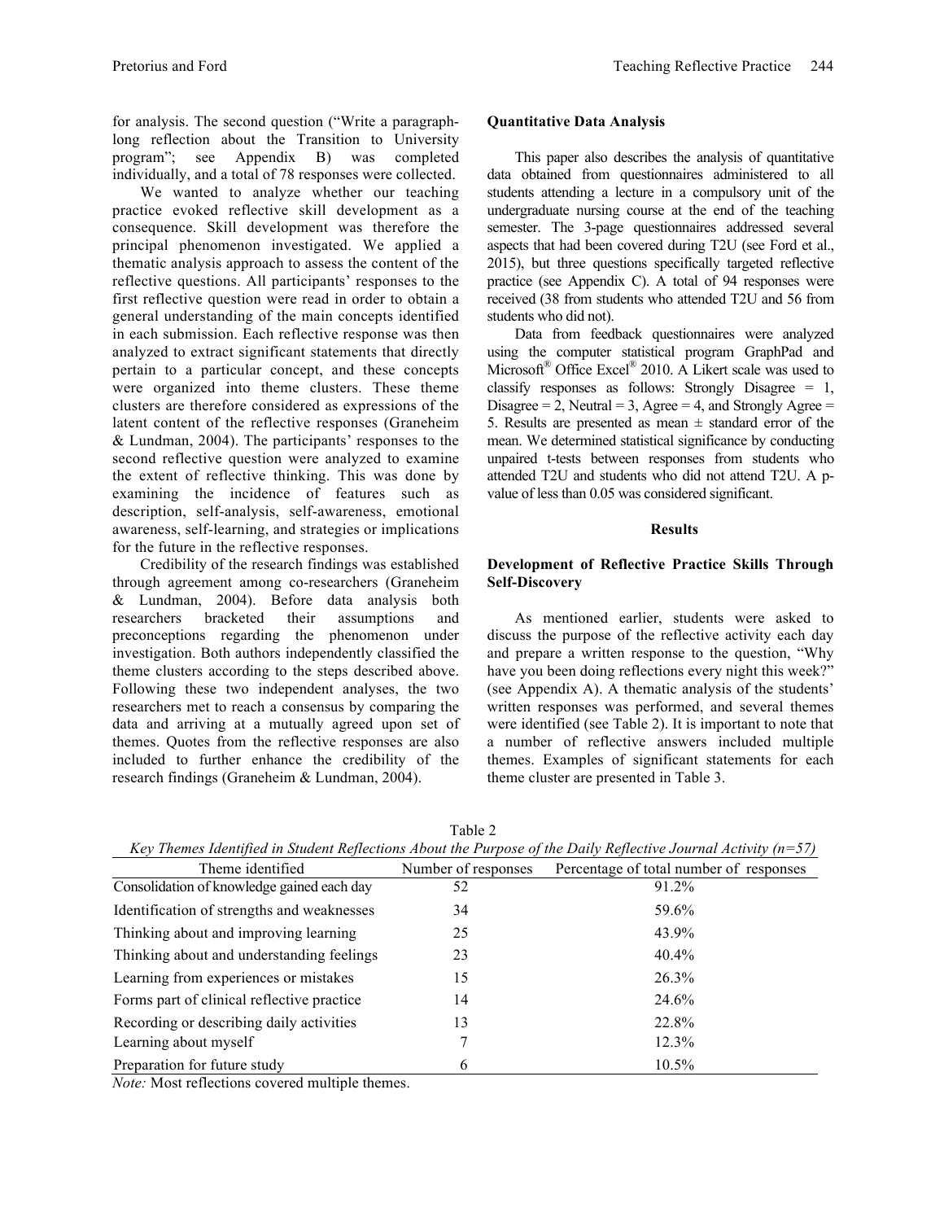for analysis. The second question ("Write a paragraph-long reflection about the Transition to University program"; see Appendix B) was completed individually, and a total of 78 responses were collected.

We wanted to analyze whether our teaching practice evoked reflective skill development as a consequence. Skill development was therefore the principal phenomenon investigated. We applied a thematic analysis approach to assess the content of the reflective questions. All participants' responses to the first reflective question were read in order to obtain a general understanding of the main concepts identified in each submission. Each reflective response was then analyzed to extract significant statements that directly pertain to a particular concept, and these concepts were organized into theme clusters. These theme clusters are therefore considered as expressions of the latent content of the reflective responses (Graneheim & Lundman, 2004). The participants' responses to the second reflective question were analyzed to examine the extent of reflective thinking. This was done by examining the incidence of features such as description, self-analysis, self-awareness, emotional awareness, self-learning, and strategies or implications for the future in the reflective responses.

Credibility of the research findings was established through agreement among co-researchers (Graneheim & Lundman, 2004). Before data analysis both researchers bracketed their assumptions and preconceptions regarding the phenomenon under investigation. Both authors independently classified the theme clusters according to the steps described above. Following these two independent analyses, the two researchers met to reach a consensus by comparing the data and arriving at a mutually agreed upon set of themes. Quotes from the reflective responses are also included to further enhance the credibility of the research findings (Graneheim & Lundman, 2004).

**Quantitative Data Analysis**

This paper also describes the analysis of quantitative data obtained from questionnaires administered to all students attending a lecture in a compulsory unit of the undergraduate nursing course at the end of the teaching semester. The 3-page questionnaires addressed several aspects that had been covered during T2U (see Ford et al., 2015), but three questions specifically targeted reflective practice (see Appendix C). A total of 94 responses were received (38 from students who attended T2U and 56 from students who did not).

Data from feedback questionnaires were analyzed using the computer statistical program GraphPad and Microsoft® Office Excel® 2010. A Likert scale was used to classify responses as follows: Strongly Disagree = 1, Disagree = 2, Neutral = 3, Agree = 4, and Strongly Agree = 5. Results are presented as mean ± standard error of the mean. We determined statistical significance by conducting unpaired t-tests between responses from students who attended T2U and students who did not attend T2U. A p-value of less than 0.05 was considered significant.

## Results

**Development of Reflective Practice Skills Through Self-Discovery**

As mentioned earlier, students were asked to discuss the purpose of the reflective activity each day and prepare a written response to the question, "Why have you been doing reflections every night this week?" (see Appendix A). A thematic analysis of the students' written responses was performed, and several themes were identified (see Table 2). It is important to note that a number of reflective answers included multiple themes. Examples of significant statements for each theme cluster are presented in Table 3.

Table 2

*Key Themes Identified in Student Reflections About the Purpose of the Daily Reflective Journal Activity (n=57)*

| Theme identified | Number of responses | Percentage of total number of responses |
|---|---|---|
| Consolidation of knowledge gained each day | 52 | 91.2% |
| Identification of strengths and weaknesses | 34 | 59.6% |
| Thinking about and improving learning | 25 | 43.9% |
| Thinking about and understanding feelings | 23 | 40.4% |
| Learning from experiences or mistakes | 15 | 26.3% |
| Forms part of clinical reflective practice | 14 | 24.6% |
| Recording or describing daily activities | 13 | 22.8% |
| Learning about myself | 7 | 12.3% |
| Preparation for future study | 6 | 10.5% |

*Note:* Most reflections covered multiple themes.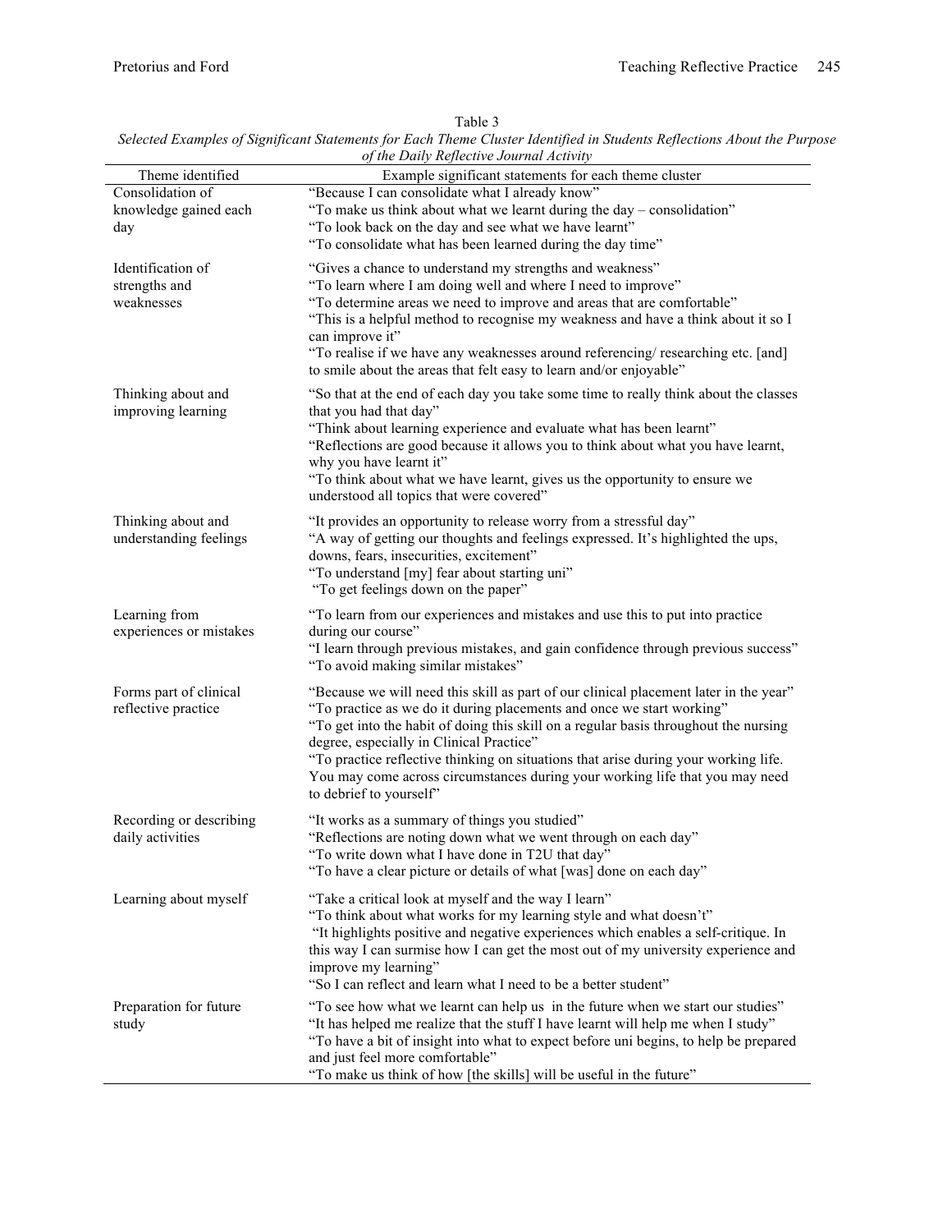Table 3
*Selected Examples of Significant Statements for Each Theme Cluster Identified in Students Reflections About the Purpose of the Daily Reflective Journal Activity*

| Theme identified | Example significant statements for each theme cluster |
|---|---|
| Consolidation of knowledge gained each day | "Because I can consolidate what I already know"<br>"To make us think about what we learnt during the day – consolidation"<br>"To look back on the day and see what we have learnt"<br>"To consolidate what has been learned during the day time" |
| Identification of strengths and weaknesses | "Gives a chance to understand my strengths and weakness"<br>"To learn where I am doing well and where I need to improve"<br>"To determine areas we need to improve and areas that are comfortable"<br>"This is a helpful method to recognise my weakness and have a think about it so I can improve it"<br>"To realise if we have any weaknesses around referencing/ researching etc. [and] to smile about the areas that felt easy to learn and/or enjoyable" |
| Thinking about and improving learning | "So that at the end of each day you take some time to really think about the classes that you had that day"<br>"Think about learning experience and evaluate what has been learnt"<br>"Reflections are good because it allows you to think about what you have learnt, why you have learnt it"<br>"To think about what we have learnt, gives us the opportunity to ensure we understood all topics that were covered" |
| Thinking about and understanding feelings | "It provides an opportunity to release worry from a stressful day"<br>"A way of getting our thoughts and feelings expressed. It's highlighted the ups, downs, fears, insecurities, excitement"<br>"To understand [my] fear about starting uni"<br>"To get feelings down on the paper" |
| Learning from experiences or mistakes | "To learn from our experiences and mistakes and use this to put into practice during our course"<br>"I learn through previous mistakes, and gain confidence through previous success"<br>"To avoid making similar mistakes" |
| Forms part of clinical reflective practice | "Because we will need this skill as part of our clinical placement later in the year"<br>"To practice as we do it during placements and once we start working"<br>"To get into the habit of doing this skill on a regular basis throughout the nursing degree, especially in Clinical Practice"<br>"To practice reflective thinking on situations that arise during your working life. You may come across circumstances during your working life that you may need to debrief to yourself" |
| Recording or describing daily activities | "It works as a summary of things you studied"<br>"Reflections are noting down what we went through on each day"<br>"To write down what I have done in T2U that day"<br>"To have a clear picture or details of what [was] done on each day" |
| Learning about myself | "Take a critical look at myself and the way I learn"<br>"To think about what works for my learning style and what doesn't"<br>"It highlights positive and negative experiences which enables a self-critique. In this way I can surmise how I can get the most out of my university experience and improve my learning"<br>"So I can reflect and learn what I need to be a better student" |
| Preparation for future study | "To see how what we learnt can help us in the future when we start our studies"<br>"It has helped me realize that the stuff I have learnt will help me when I study"<br>"To have a bit of insight into what to expect before uni begins, to help be prepared and just feel more comfortable"<br>"To make us think of how [the skills] will be useful in the future" |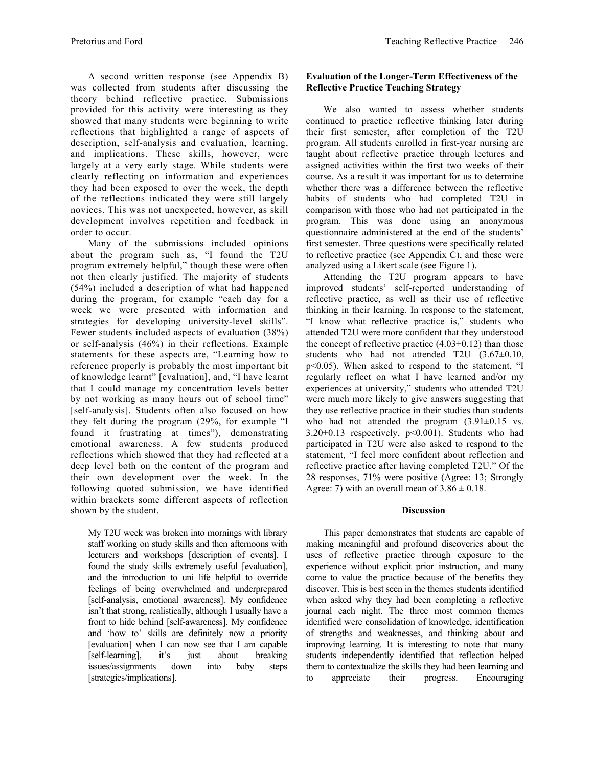A second written response (see Appendix B) was collected from students after discussing the theory behind reflective practice. Submissions provided for this activity were interesting as they showed that many students were beginning to write reflections that highlighted a range of aspects of description, self-analysis and evaluation, learning, and implications. These skills, however, were largely at a very early stage. While students were clearly reflecting on information and experiences they had been exposed to over the week, the depth of the reflections indicated they were still largely novices. This was not unexpected, however, as skill development involves repetition and feedback in order to occur.

Many of the submissions included opinions about the program such as, "I found the T2U program extremely helpful," though these were often not then clearly justified. The majority of students (54%) included a description of what had happened during the program, for example "each day for a week we were presented with information and strategies for developing university-level skills". Fewer students included aspects of evaluation (38%) or self-analysis (46%) in their reflections. Example statements for these aspects are, "Learning how to reference properly is probably the most important bit of knowledge learnt" [evaluation], and, "I have learnt that I could manage my concentration levels better by not working as many hours out of school time" [self-analysis]. Students often also focused on how they felt during the program (29%, for example "I found it frustrating at times"), demonstrating emotional awareness. A few students produced reflections which showed that they had reflected at a deep level both on the content of the program and their own development over the week. In the following quoted submission, we have identified within brackets some different aspects of reflection shown by the student.

> My T2U week was broken into mornings with library staff working on study skills and then afternoons with lecturers and workshops [description of events]. I found the study skills extremely useful [evaluation], and the introduction to uni life helpful to override feelings of being overwhelmed and underprepared [self-analysis, emotional awareness]. My confidence isn't that strong, realistically, although I usually have a front to hide behind [self-awareness]. My confidence and 'how to' skills are definitely now a priority [evaluation] when I can now see that I am capable [self-learning], it's just about breaking issues/assignments down into baby steps [strategies/implications].

**Evaluation of the Longer-Term Effectiveness of the Reflective Practice Teaching Strategy**

We also wanted to assess whether students continued to practice reflective thinking later during their first semester, after completion of the T2U program. All students enrolled in first-year nursing are taught about reflective practice through lectures and assigned activities within the first two weeks of their course. As a result it was important for us to determine whether there was a difference between the reflective habits of students who had completed T2U in comparison with those who had not participated in the program. This was done using an anonymous questionnaire administered at the end of the students' first semester. Three questions were specifically related to reflective practice (see Appendix C), and these were analyzed using a Likert scale (see Figure 1).

Attending the T2U program appears to have improved students' self-reported understanding of reflective practice, as well as their use of reflective thinking in their learning. In response to the statement, "I know what reflective practice is," students who attended T2U were more confident that they understood the concept of reflective practice ($4.03 \pm 0.12$) than those students who had not attended T2U ($3.67 \pm 0.10$, $p<0.05$). When asked to respond to the statement, "I regularly reflect on what I have learned and/or my experiences at university," students who attended T2U were much more likely to give answers suggesting that they use reflective practice in their studies than students who had not attended the program ($3.91 \pm 0.15$ vs. $3.20 \pm 0.13$ respectively, $p<0.001$). Students who had participated in T2U were also asked to respond to the statement, "I feel more confident about reflection and reflective practice after having completed T2U." Of the 28 responses, 71% were positive (Agree: 13; Strongly Agree: 7) with an overall mean of $3.86 \pm 0.18$.

## Discussion

This paper demonstrates that students are capable of making meaningful and profound discoveries about the uses of reflective practice through exposure to the experience without explicit prior instruction, and many come to value the practice because of the benefits they discover. This is best seen in the themes students identified when asked why they had been completing a reflective journal each night. The three most common themes identified were consolidation of knowledge, identification of strengths and weaknesses, and thinking about and improving learning. It is interesting to note that many students independently identified that reflection helped them to contextualize the skills they had been learning and to appreciate their progress. Encouraging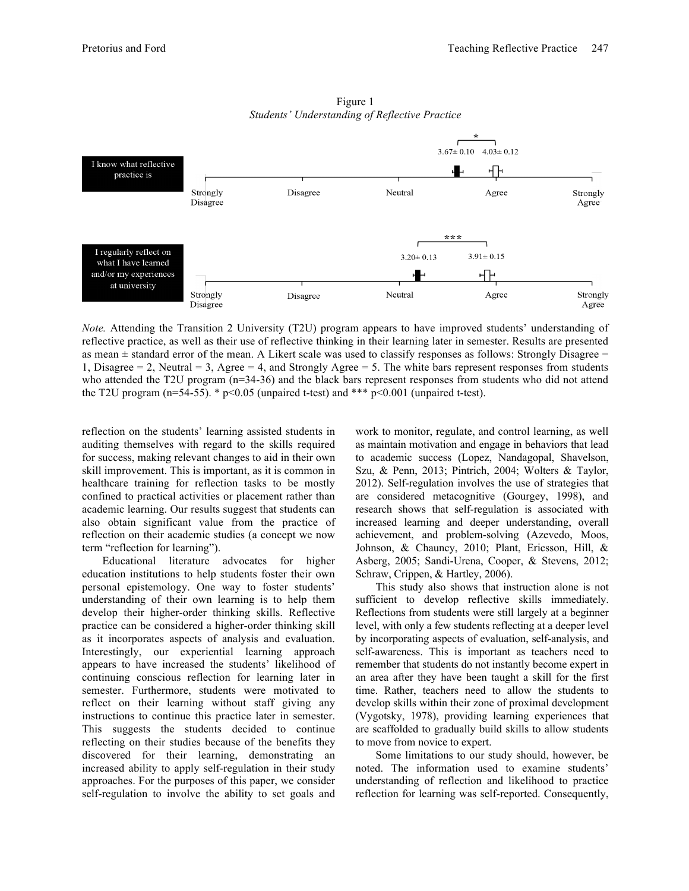Figure 1

*Students' Understanding of Reflective Practice*

*Note.* Attending the Transition 2 University (T2U) program appears to have improved students' understanding of reflective practice, as well as their use of reflective thinking in their learning later in semester. Results are presented as mean ± standard error of the mean. A Likert scale was used to classify responses as follows: Strongly Disagree = 1, Disagree = 2, Neutral = 3, Agree = 4, and Strongly Agree = 5. The white bars represent responses from students who attended the T2U program (n=34-36) and the black bars represent responses from students who did not attend the T2U program (n=54-55). * $p<0.05$ (unpaired t-test) and *** $p<0.001$ (unpaired t-test).

reflection on the students' learning assisted students in auditing themselves with regard to the skills required for success, making relevant changes to aid in their own skill improvement. This is important, as it is common in healthcare training for reflection tasks to be mostly confined to practical activities or placement rather than academic learning. Our results suggest that students can also obtain significant value from the practice of reflection on their academic studies (a concept we now term "reflection for learning").

Educational literature advocates for higher education institutions to help students foster their own personal epistemology. One way to foster students' understanding of their own learning is to help them develop their higher-order thinking skills. Reflective practice can be considered a higher-order thinking skill as it incorporates aspects of analysis and evaluation. Interestingly, our experiential learning approach appears to have increased the students' likelihood of continuing conscious reflection for learning later in semester. Furthermore, students were motivated to reflect on their learning without staff giving any instructions to continue this practice later in semester. This suggests the students decided to continue reflecting on their studies because of the benefits they discovered for their learning, demonstrating an increased ability to apply self-regulation in their study approaches. For the purposes of this paper, we consider self-regulation to involve the ability to set goals and work to monitor, regulate, and control learning, as well as maintain motivation and engage in behaviors that lead to academic success (Lopez, Nandagopal, Shavelson, Szu, & Penn, 2013; Pintrich, 2004; Wolters & Taylor, 2012). Self-regulation involves the use of strategies that are considered metacognitive (Gourgey, 1998), and research shows that self-regulation is associated with increased learning and deeper understanding, overall achievement, and problem-solving (Azevedo, Moos, Johnson, & Chauncy, 2010; Plant, Ericsson, Hill, & Asberg, 2005; Sandi-Urena, Cooper, & Stevens, 2012; Schraw, Crippen, & Hartley, 2006).

This study also shows that instruction alone is not sufficient to develop reflective skills immediately. Reflections from students were still largely at a beginner level, with only a few students reflecting at a deeper level by incorporating aspects of evaluation, self-analysis, and self-awareness. This is important as teachers need to remember that students do not instantly become expert in an area after they have been taught a skill for the first time. Rather, teachers need to allow the students to develop skills within their zone of proximal development (Vygotsky, 1978), providing learning experiences that are scaffolded to gradually build skills to allow students to move from novice to expert.

Some limitations to our study should, however, be noted. The information used to examine students' understanding of reflection and likelihood to practice reflection for learning was self-reported. Consequently,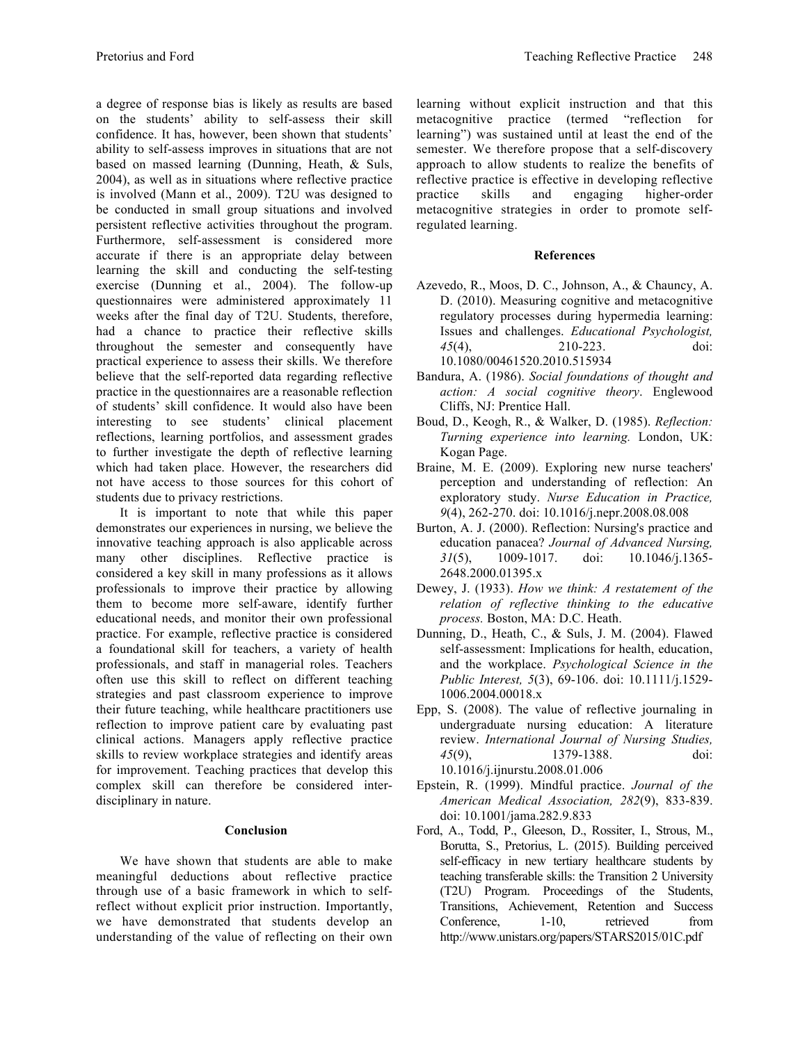a degree of response bias is likely as results are based on the students' ability to self-assess their skill confidence. It has, however, been shown that students' ability to self-assess improves in situations that are not based on massed learning (Dunning, Heath, & Suls, 2004), as well as in situations where reflective practice is involved (Mann et al., 2009). T2U was designed to be conducted in small group situations and involved persistent reflective activities throughout the program. Furthermore, self-assessment is considered more accurate if there is an appropriate delay between learning the skill and conducting the self-testing exercise (Dunning et al., 2004). The follow-up questionnaires were administered approximately 11 weeks after the final day of T2U. Students, therefore, had a chance to practice their reflective skills throughout the semester and consequently have practical experience to assess their skills. We therefore believe that the self-reported data regarding reflective practice in the questionnaires are a reasonable reflection of students' skill confidence. It would also have been interesting to see students' clinical placement reflections, learning portfolios, and assessment grades to further investigate the depth of reflective learning which had taken place. However, the researchers did not have access to those sources for this cohort of students due to privacy restrictions.

It is important to note that while this paper demonstrates our experiences in nursing, we believe the innovative teaching approach is also applicable across many other disciplines. Reflective practice is considered a key skill in many professions as it allows professionals to improve their practice by allowing them to become more self-aware, identify further educational needs, and monitor their own professional practice. For example, reflective practice is considered a foundational skill for teachers, a variety of health professionals, and staff in managerial roles. Teachers often use this skill to reflect on different teaching strategies and past classroom experience to improve their future teaching, while healthcare practitioners use reflection to improve patient care by evaluating past clinical actions. Managers apply reflective practice skills to review workplace strategies and identify areas for improvement. Teaching practices that develop this complex skill can therefore be considered inter-disciplinary in nature.

## Conclusion

We have shown that students are able to make meaningful deductions about reflective practice through use of a basic framework in which to self-reflect without explicit prior instruction. Importantly, we have demonstrated that students develop an understanding of the value of reflecting on their own learning without explicit instruction and that this metacognitive practice (termed "reflection for learning") was sustained until at least the end of the semester. We therefore propose that a self-discovery approach to allow students to realize the benefits of reflective practice is effective in developing reflective practice skills and engaging higher-order metacognitive strategies in order to promote self-regulated learning.

## References

Azevedo, R., Moos, D. C., Johnson, A., & Chauncy, A. D. (2010). Measuring cognitive and metacognitive regulatory processes during hypermedia learning: Issues and challenges. *Educational Psychologist, 45*(4), 210-223. doi: 10.1080/00461520.2010.515934

Bandura, A. (1986). *Social foundations of thought and action: A social cognitive theory*. Englewood Cliffs, NJ: Prentice Hall.

Boud, D., Keogh, R., & Walker, D. (1985). *Reflection: Turning experience into learning.* London, UK: Kogan Page.

Braine, M. E. (2009). Exploring new nurse teachers' perception and understanding of reflection: An exploratory study. *Nurse Education in Practice, 9*(4), 262-270. doi: 10.1016/j.nepr.2008.08.008

Burton, A. J. (2000). Reflection: Nursing's practice and education panacea? *Journal of Advanced Nursing, 31*(5), 1009-1017. doi: 10.1046/j.1365-2648.2000.01395.x

Dewey, J. (1933). *How we think: A restatement of the relation of reflective thinking to the educative process.* Boston, MA: D.C. Heath.

Dunning, D., Heath, C., & Suls, J. M. (2004). Flawed self-assessment: Implications for health, education, and the workplace. *Psychological Science in the Public Interest, 5*(3), 69-106. doi: 10.1111/j.1529-1006.2004.00018.x

Epp, S. (2008). The value of reflective journaling in undergraduate nursing education: A literature review. *International Journal of Nursing Studies, 45*(9), 1379-1388. doi: 10.1016/j.ijnurstu.2008.01.006

Epstein, R. (1999). Mindful practice. *Journal of the American Medical Association, 282*(9), 833-839. doi: 10.1001/jama.282.9.833

Ford, A., Todd, P., Gleeson, D., Rossiter, I., Strous, M., Borutta, S., Pretorius, L. (2015). Building perceived self-efficacy in new tertiary healthcare students by teaching transferable skills: the Transition 2 University (T2U) Program. Proceedings of the Students, Transitions, Achievement, Retention and Success Conference, 1-10, retrieved from http://www.unistars.org/papers/STARS2015/01C.pdf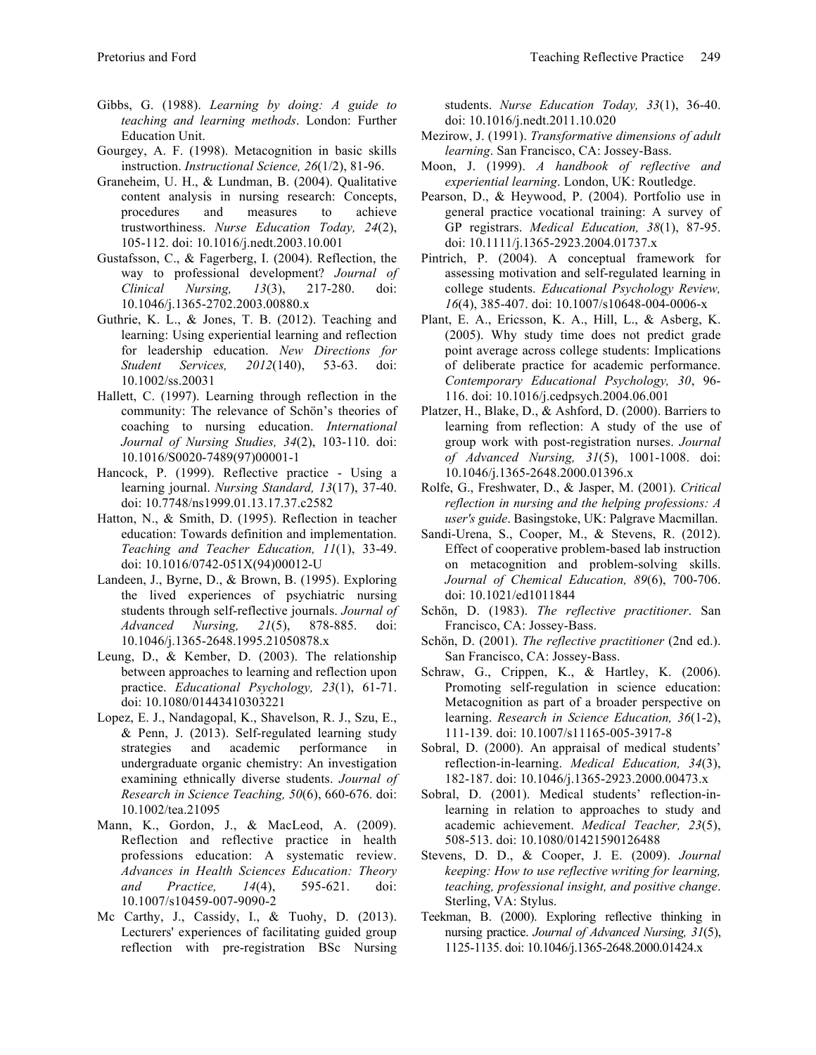Gibbs, G. (1988). *Learning by doing: A guide to teaching and learning methods*. London: Further Education Unit.

Gourgey, A. F. (1998). Metacognition in basic skills instruction. *Instructional Science, 26*(1/2), 81-96.

Graneheim, U. H., & Lundman, B. (2004). Qualitative content analysis in nursing research: Concepts, procedures and measures to achieve trustworthiness. *Nurse Education Today, 24*(2), 105-112. doi: 10.1016/j.nedt.2003.10.001

Gustafsson, C., & Fagerberg, I. (2004). Reflection, the way to professional development? *Journal of Clinical Nursing, 13*(3), 217-280. doi: 10.1046/j.1365-2702.2003.00880.x

Guthrie, K. L., & Jones, T. B. (2012). Teaching and learning: Using experiential learning and reflection for leadership education. *New Directions for Student Services, 2012*(140), 53-63. doi: 10.1002/ss.20031

Hallett, C. (1997). Learning through reflection in the community: The relevance of Schön's theories of coaching to nursing education. *International Journal of Nursing Studies, 34*(2), 103-110. doi: 10.1016/S0020-7489(97)00001-1

Hancock, P. (1999). Reflective practice - Using a learning journal. *Nursing Standard, 13*(17), 37-40. doi: 10.7748/ns1999.01.13.17.37.c2582

Hatton, N., & Smith, D. (1995). Reflection in teacher education: Towards definition and implementation. *Teaching and Teacher Education, 11*(1), 33-49. doi: 10.1016/0742-051X(94)00012-U

Landeen, J., Byrne, D., & Brown, B. (1995). Exploring the lived experiences of psychiatric nursing students through self-reflective journals. *Journal of Advanced Nursing, 21*(5), 878-885. doi: 10.1046/j.1365-2648.1995.21050878.x

Leung, D., & Kember, D. (2003). The relationship between approaches to learning and reflection upon practice. *Educational Psychology, 23*(1), 61-71. doi: 10.1080/01443410303221

Lopez, E. J., Nandagopal, K., Shavelson, R. J., Szu, E., & Penn, J. (2013). Self-regulated learning study strategies and academic performance in undergraduate organic chemistry: An investigation examining ethnically diverse students. *Journal of Research in Science Teaching, 50*(6), 660-676. doi: 10.1002/tea.21095

Mann, K., Gordon, J., & MacLeod, A. (2009). Reflection and reflective practice in health professions education: A systematic review. *Advances in Health Sciences Education: Theory and Practice, 14*(4), 595-621. doi: 10.1007/s10459-007-9090-2

Mc Carthy, J., Cassidy, I., & Tuohy, D. (2013). Lecturers' experiences of facilitating guided group reflection with pre-registration BSc Nursing students. *Nurse Education Today, 33*(1), 36-40. doi: 10.1016/j.nedt.2011.10.020

Mezirow, J. (1991). *Transformative dimensions of adult learning*. San Francisco, CA: Jossey-Bass.

Moon, J. (1999). *A handbook of reflective and experiential learning*. London, UK: Routledge.

Pearson, D., & Heywood, P. (2004). Portfolio use in general practice vocational training: A survey of GP registrars. *Medical Education, 38*(1), 87-95. doi: 10.1111/j.1365-2923.2004.01737.x

Pintrich, P. (2004). A conceptual framework for assessing motivation and self-regulated learning in college students. *Educational Psychology Review, 16*(4), 385-407. doi: 10.1007/s10648-004-0006-x

Plant, E. A., Ericsson, K. A., Hill, L., & Asberg, K. (2005). Why study time does not predict grade point average across college students: Implications of deliberate practice for academic performance. *Contemporary Educational Psychology, 30*, 96-116. doi: 10.1016/j.cedpsych.2004.06.001

Platzer, H., Blake, D., & Ashford, D. (2000). Barriers to learning from reflection: A study of the use of group work with post-registration nurses. *Journal of Advanced Nursing, 31*(5), 1001-1008. doi: 10.1046/j.1365-2648.2000.01396.x

Rolfe, G., Freshwater, D., & Jasper, M. (2001). *Critical reflection in nursing and the helping professions: A user's guide*. Basingstoke, UK: Palgrave Macmillan.

Sandi-Urena, S., Cooper, M., & Stevens, R. (2012). Effect of cooperative problem-based lab instruction on metacognition and problem-solving skills. *Journal of Chemical Education, 89*(6), 700-706. doi: 10.1021/ed1011844

Schön, D. (1983). *The reflective practitioner*. San Francisco, CA: Jossey-Bass.

Schön, D. (2001). *The reflective practitioner* (2nd ed.). San Francisco, CA: Jossey-Bass.

Schraw, G., Crippen, K., & Hartley, K. (2006). Promoting self-regulation in science education: Metacognition as part of a broader perspective on learning. *Research in Science Education, 36*(1-2), 111-139. doi: 10.1007/s11165-005-3917-8

Sobral, D. (2000). An appraisal of medical students' reflection-in-learning. *Medical Education, 34*(3), 182-187. doi: 10.1046/j.1365-2923.2000.00473.x

Sobral, D. (2001). Medical students' reflection-in-learning in relation to approaches to study and academic achievement. *Medical Teacher, 23*(5), 508-513. doi: 10.1080/01421590126488

Stevens, D. D., & Cooper, J. E. (2009). *Journal keeping: How to use reflective writing for learning, teaching, professional insight, and positive change*. Sterling, VA: Stylus.

Teekman, B. (2000). Exploring reflective thinking in nursing practice. *Journal of Advanced Nursing, 31*(5), 1125-1135. doi: 10.1046/j.1365-2648.2000.01424.x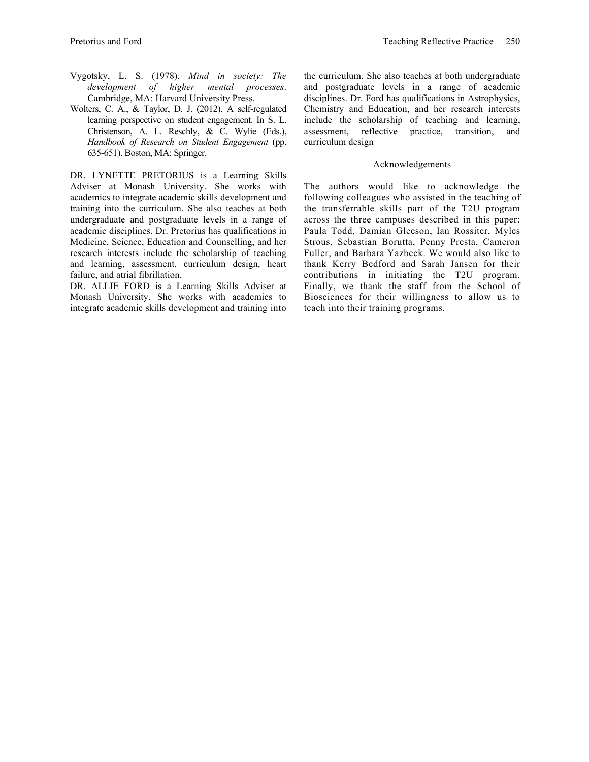Vygotsky, L. S. (1978). *Mind in society: The development of higher mental processes*. Cambridge, MA: Harvard University Press.

Wolters, C. A., & Taylor, D. J. (2012). A self-regulated learning perspective on student engagement. In S. L. Christenson, A. L. Reschly, & C. Wylie (Eds.), *Handbook of Research on Student Engagement* (pp. 635-651). Boston, MA: Springer.

---

DR. LYNETTE PRETORIUS is a Learning Skills Adviser at Monash University. She works with academics to integrate academic skills development and training into the curriculum. She also teaches at both undergraduate and postgraduate levels in a range of academic disciplines. Dr. Pretorius has qualifications in Medicine, Science, Education and Counselling, and her research interests include the scholarship of teaching and learning, assessment, curriculum design, heart failure, and atrial fibrillation.

DR. ALLIE FORD is a Learning Skills Adviser at Monash University. She works with academics to integrate academic skills development and training into the curriculum. She also teaches at both undergraduate and postgraduate levels in a range of academic disciplines. Dr. Ford has qualifications in Astrophysics, Chemistry and Education, and her research interests include the scholarship of teaching and learning, assessment, reflective practice, transition, and curriculum design

## Acknowledgements

The authors would like to acknowledge the following colleagues who assisted in the teaching of the transferrable skills part of the T2U program across the three campuses described in this paper: Paula Todd, Damian Gleeson, Ian Rossiter, Myles Strous, Sebastian Borutta, Penny Presta, Cameron Fuller, and Barbara Yazbeck. We would also like to thank Kerry Bedford and Sarah Jansen for their contributions in initiating the T2U program. Finally, we thank the staff from the School of Biosciences for their willingness to allow us to teach into their training programs.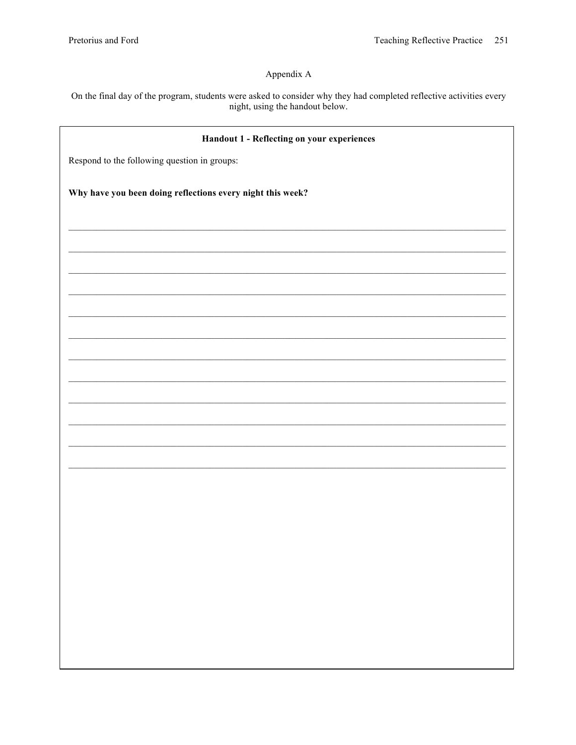# Appendix A

On the final day of the program, students were asked to consider why they had completed reflective activities every night, using the handout below.

**Handout 1 - Reflecting on your experiences**

Respond to the following question in groups:

**Why have you been doing reflections every night this week?**

______________________________________________________________________________

______________________________________________________________________________

______________________________________________________________________________

______________________________________________________________________________

______________________________________________________________________________

______________________________________________________________________________

______________________________________________________________________________

______________________________________________________________________________

______________________________________________________________________________

______________________________________________________________________________

______________________________________________________________________________

______________________________________________________________________________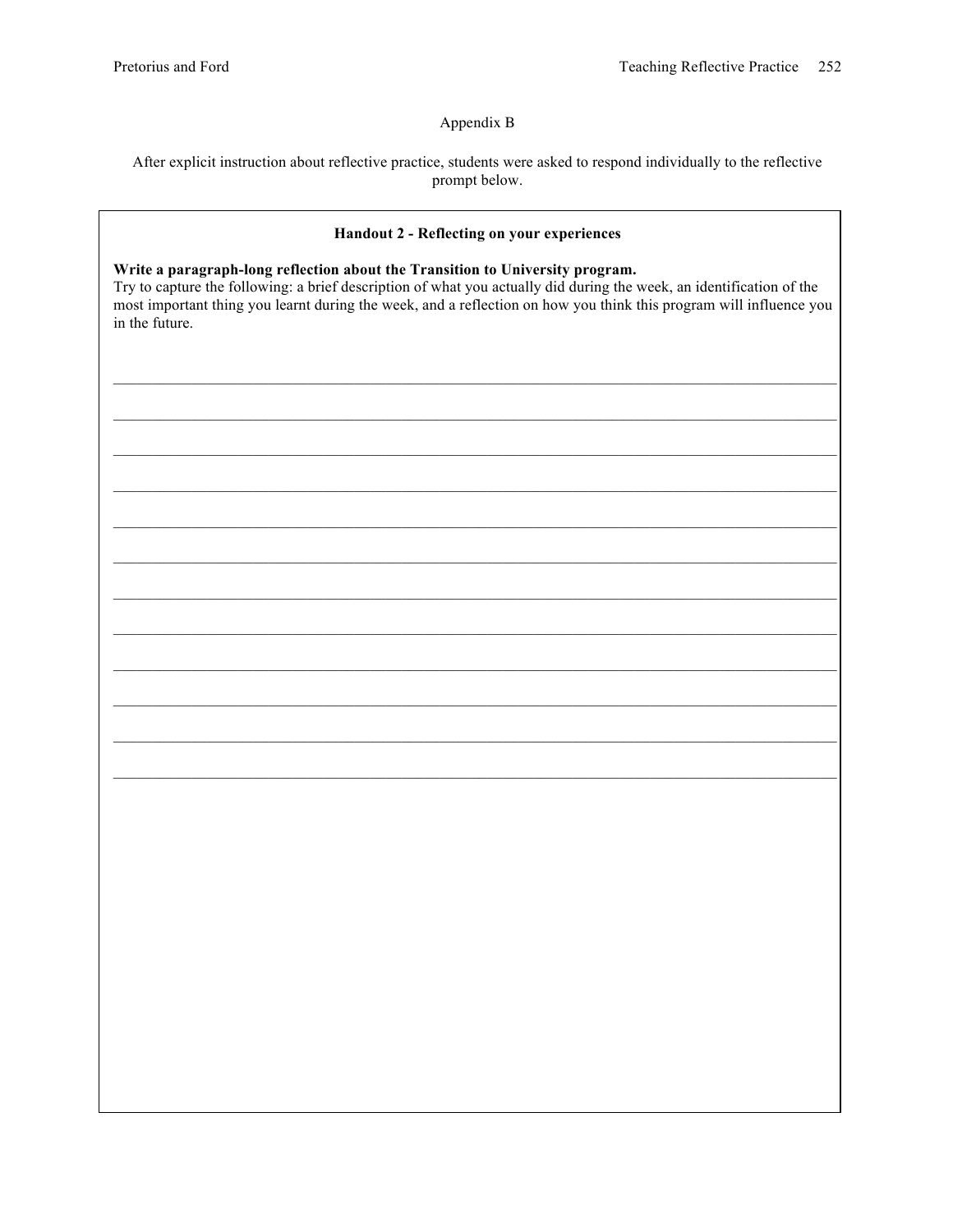## Appendix B

After explicit instruction about reflective practice, students were asked to respond individually to the reflective prompt below.

**Handout 2 - Reflecting on your experiences**

**Write a paragraph-long reflection about the Transition to University program.**
Try to capture the following: a brief description of what you actually did during the week, an identification of the most important thing you learnt during the week, and a reflection on how you think this program will influence you in the future.

______________________________________________________________________________

______________________________________________________________________________

______________________________________________________________________________

______________________________________________________________________________

______________________________________________________________________________

______________________________________________________________________________

______________________________________________________________________________

______________________________________________________________________________

______________________________________________________________________________

______________________________________________________________________________

______________________________________________________________________________

______________________________________________________________________________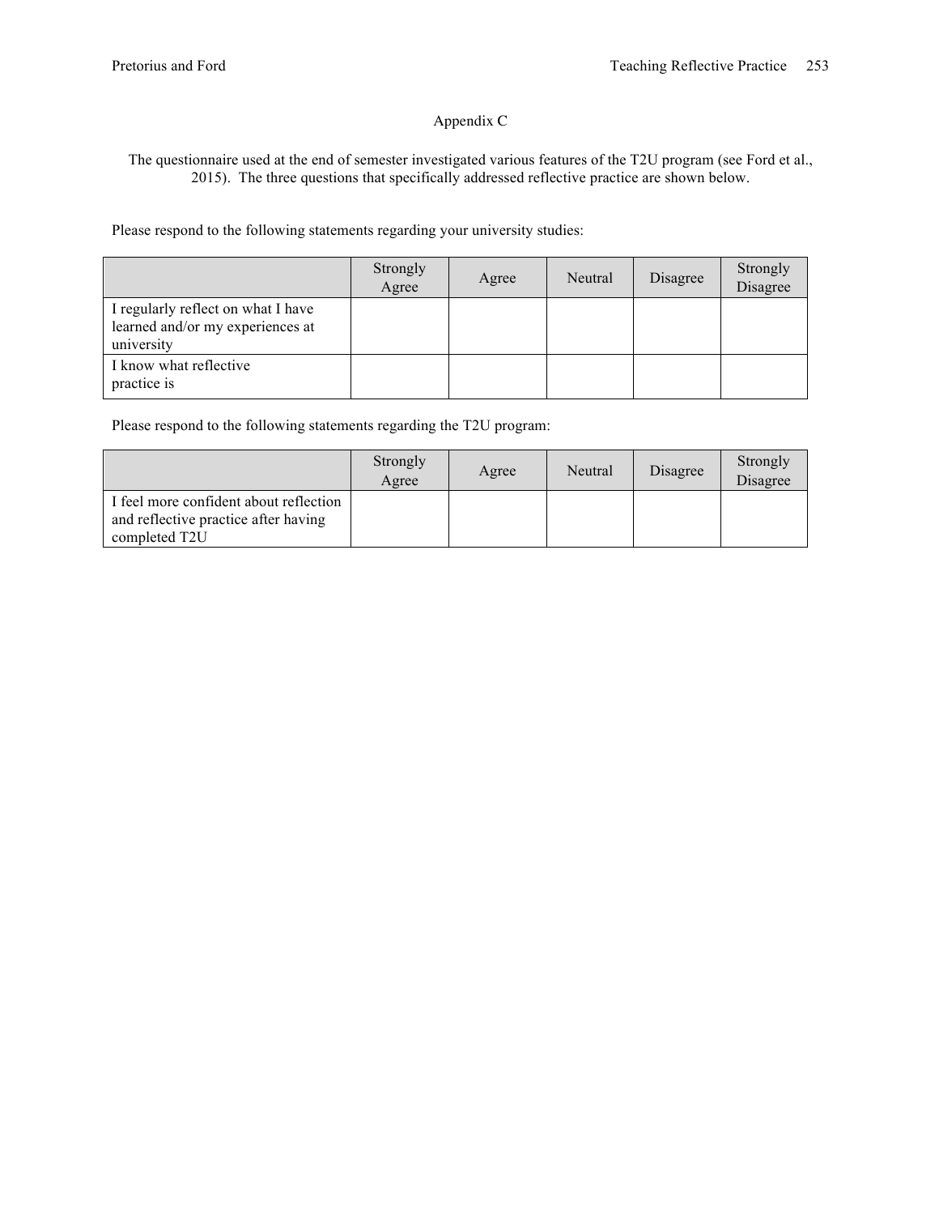## Appendix C

The questionnaire used at the end of semester investigated various features of the T2U program (see Ford et al., 2015). The three questions that specifically addressed reflective practice are shown below.

Please respond to the following statements regarding your university studies:

| | Strongly Agree | Agree | Neutral | Disagree | Strongly Disagree |
|---|---|---|---|---|---|
| I regularly reflect on what I have learned and/or my experiences at university | | | | | |
| I know what reflective practice is | | | | | |

Please respond to the following statements regarding the T2U program:

| | Strongly Agree | Agree | Neutral | Disagree | Strongly Disagree |
|---|---|---|---|---|---|
| I feel more confident about reflection and reflective practice after having completed T2U | | | | | |